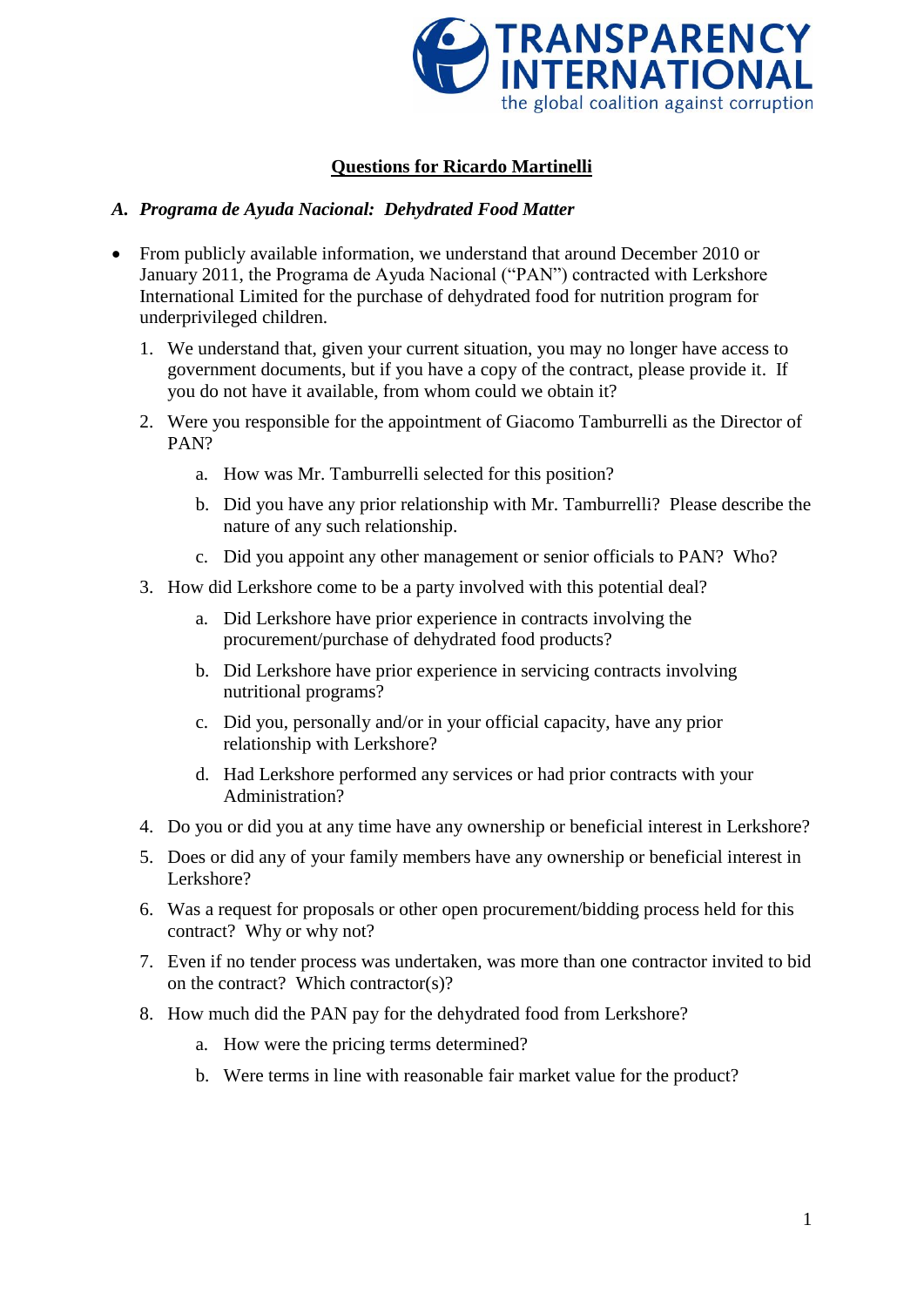TRANSPARENCY INTERNATIONAL
the global coalition against corruption

# Questions for Ricardo Martinelli

## A. *Programa de Ayuda Nacional: Dehydrated Food Matter*

- From publicly available information, we understand that around December 2010 or January 2011, the Programa de Ayuda Nacional ("PAN") contracted with Lerkshore International Limited for the purchase of dehydrated food for nutrition program for underprivileged children.

1. We understand that, given your current situation, you may no longer have access to government documents, but if you have a copy of the contract, please provide it. If you do not have it available, from whom could we obtain it?
2. Were you responsible for the appointment of Giacomo Tamburrelli as the Director of PAN?
    a. How was Mr. Tamburrelli selected for this position?
    b. Did you have any prior relationship with Mr. Tamburrelli? Please describe the nature of any such relationship.
    c. Did you appoint any other management or senior officials to PAN? Who?
3. How did Lerkshore come to be a party involved with this potential deal?
    a. Did Lerkshore have prior experience in contracts involving the procurement/purchase of dehydrated food products?
    b. Did Lerkshore have prior experience in servicing contracts involving nutritional programs?
    c. Did you, personally and/or in your official capacity, have any prior relationship with Lerkshore?
    d. Had Lerkshore performed any services or had prior contracts with your Administration?
4. Do you or did you at any time have any ownership or beneficial interest in Lerkshore?
5. Does or did any of your family members have any ownership or beneficial interest in Lerkshore?
6. Was a request for proposals or other open procurement/bidding process held for this contract? Why or why not?
7. Even if no tender process was undertaken, was more than one contractor invited to bid on the contract? Which contractor(s)?
8. How much did the PAN pay for the dehydrated food from Lerkshore?
    a. How were the pricing terms determined?
    b. Were terms in line with reasonable fair market value for the product?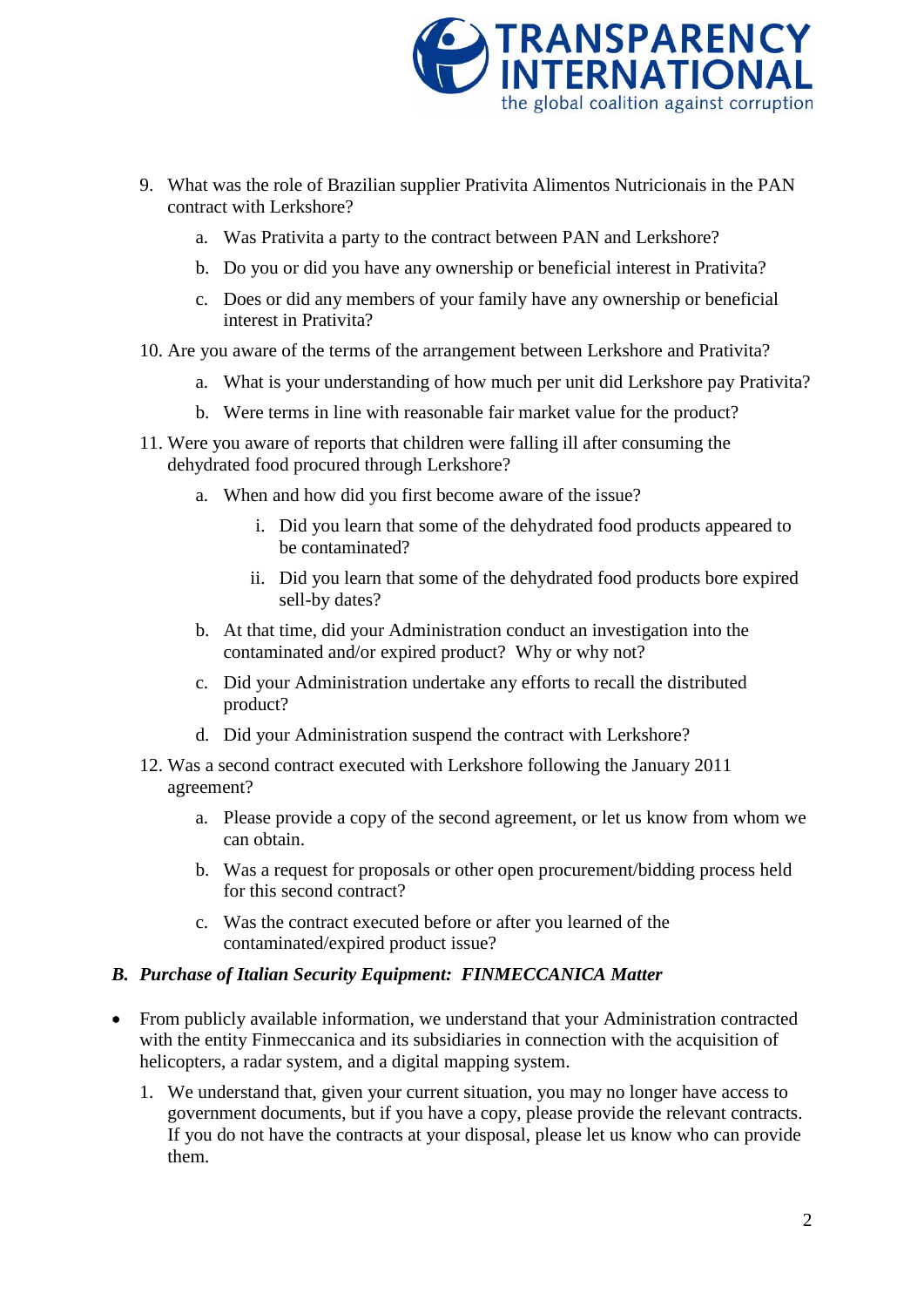9. What was the role of Brazilian supplier Prativita Alimentos Nutricionais in the PAN contract with Lerkshore?
   a. Was Prativita a party to the contract between PAN and Lerkshore?
   b. Do you or did you have any ownership or beneficial interest in Prativita?
   c. Does or did any members of your family have any ownership or beneficial interest in Prativita?
10. Are you aware of the terms of the arrangement between Lerkshore and Prativita?
    a. What is your understanding of how much per unit did Lerkshore pay Prativita?
    b. Were terms in line with reasonable fair market value for the product?
11. Were you aware of reports that children were falling ill after consuming the dehydrated food procured through Lerkshore?
    a. When and how did you first become aware of the issue?
       i. Did you learn that some of the dehydrated food products appeared to be contaminated?
       ii. Did you learn that some of the dehydrated food products bore expired sell-by dates?
    b. At that time, did your Administration conduct an investigation into the contaminated and/or expired product? Why or why not?
    c. Did your Administration undertake any efforts to recall the distributed product?
    d. Did your Administration suspend the contract with Lerkshore?
12. Was a second contract executed with Lerkshore following the January 2011 agreement?
    a. Please provide a copy of the second agreement, or let us know from whom we can obtain.
    b. Was a request for proposals or other open procurement/bidding process held for this second contract?
    c. Was the contract executed before or after you learned of the contaminated/expired product issue?

### *B. Purchase of Italian Security Equipment: FINMECCANICA Matter*

- From publicly available information, we understand that your Administration contracted with the entity Finmeccanica and its subsidiaries in connection with the acquisition of helicopters, a radar system, and a digital mapping system.

1. We understand that, given your current situation, you may no longer have access to government documents, but if you have a copy, please provide the relevant contracts. If you do not have the contracts at your disposal, please let us know who can provide them.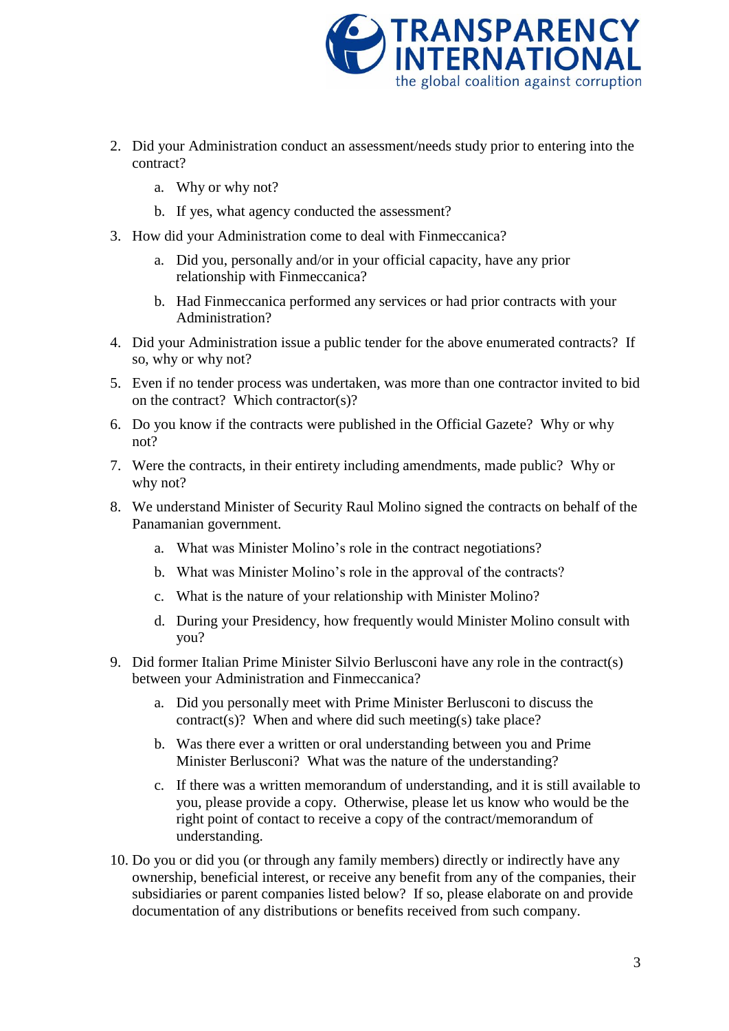2. Did your Administration conduct an assessment/needs study prior to entering into the contract?
    a. Why or why not?
    b. If yes, what agency conducted the assessment?
3. How did your Administration come to deal with Finmeccanica?
    a. Did you, personally and/or in your official capacity, have any prior relationship with Finmeccanica?
    b. Had Finmeccanica performed any services or had prior contracts with your Administration?
4. Did your Administration issue a public tender for the above enumerated contracts? If so, why or why not?
5. Even if no tender process was undertaken, was more than one contractor invited to bid on the contract? Which contractor(s)?
6. Do you know if the contracts were published in the Official Gazete? Why or why not?
7. Were the contracts, in their entirety including amendments, made public? Why or why not?
8. We understand Minister of Security Raul Molino signed the contracts on behalf of the Panamanian government.
    a. What was Minister Molino's role in the contract negotiations?
    b. What was Minister Molino's role in the approval of the contracts?
    c. What is the nature of your relationship with Minister Molino?
    d. During your Presidency, how frequently would Minister Molino consult with you?
9. Did former Italian Prime Minister Silvio Berlusconi have any role in the contract(s) between your Administration and Finmeccanica?
    a. Did you personally meet with Prime Minister Berlusconi to discuss the contract(s)? When and where did such meeting(s) take place?
    b. Was there ever a written or oral understanding between you and Prime Minister Berlusconi? What was the nature of the understanding?
    c. If there was a written memorandum of understanding, and it is still available to you, please provide a copy. Otherwise, please let us know who would be the right point of contact to receive a copy of the contract/memorandum of understanding.
10. Do you or did you (or through any family members) directly or indirectly have any ownership, beneficial interest, or receive any benefit from any of the companies, their subsidiaries or parent companies listed below? If so, please elaborate on and provide documentation of any distributions or benefits received from such company.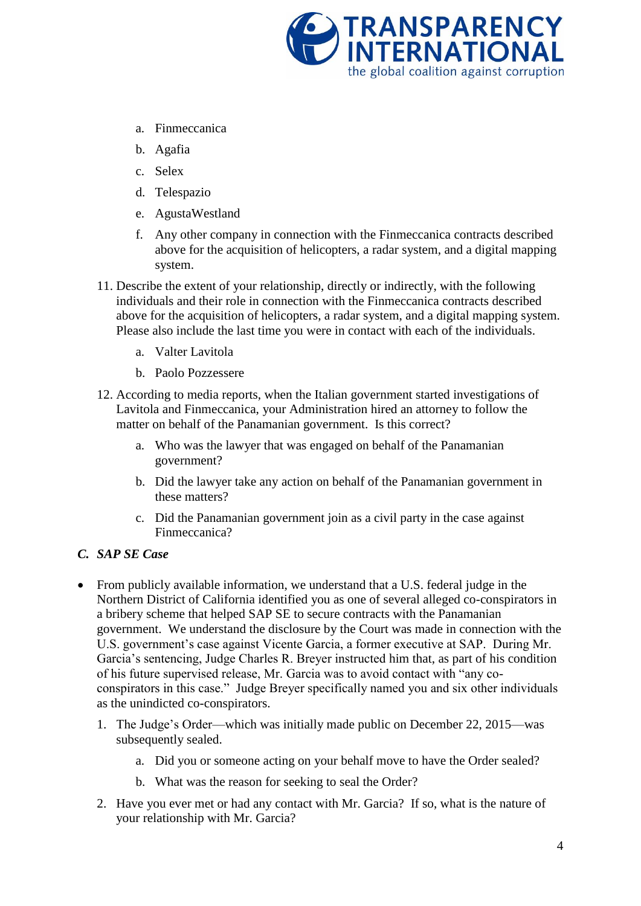a. Finmeccanica

b. Agafia

c. Selex

d. Telespazio

e. AgustaWestland

f. Any other company in connection with the Finmeccanica contracts described above for the acquisition of helicopters, a radar system, and a digital mapping system.

11. Describe the extent of your relationship, directly or indirectly, with the following individuals and their role in connection with the Finmeccanica contracts described above for the acquisition of helicopters, a radar system, and a digital mapping system. Please also include the last time you were in contact with each of the individuals.

    a. Valter Lavitola

    b. Paolo Pozzessere

12. According to media reports, when the Italian government started investigations of Lavitola and Finmeccanica, your Administration hired an attorney to follow the matter on behalf of the Panamanian government. Is this correct?

    a. Who was the lawyer that was engaged on behalf of the Panamanian government?

    b. Did the lawyer take any action on behalf of the Panamanian government in these matters?

    c. Did the Panamanian government join as a civil party in the case against Finmeccanica?

### *C. SAP SE Case*

- From publicly available information, we understand that a U.S. federal judge in the Northern District of California identified you as one of several alleged co-conspirators in a bribery scheme that helped SAP SE to secure contracts with the Panamanian government. We understand the disclosure by the Court was made in connection with the U.S. government's case against Vicente Garcia, a former executive at SAP. During Mr. Garcia's sentencing, Judge Charles R. Breyer instructed him that, as part of his condition of his future supervised release, Mr. Garcia was to avoid contact with "any co-conspirators in this case." Judge Breyer specifically named you and six other individuals as the unindicted co-conspirators.

1. The Judge's Order—which was initially made public on December 22, 2015—was subsequently sealed.

    a. Did you or someone acting on your behalf move to have the Order sealed?

    b. What was the reason for seeking to seal the Order?

2. Have you ever met or had any contact with Mr. Garcia? If so, what is the nature of your relationship with Mr. Garcia?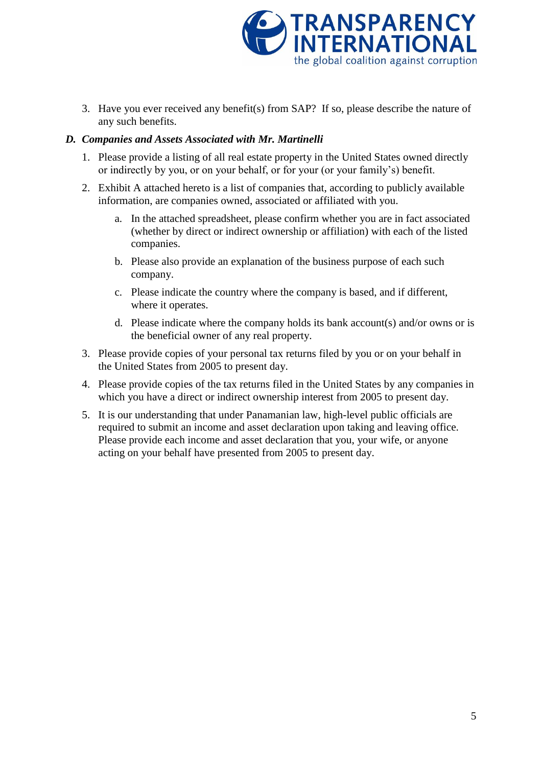3. Have you ever received any benefit(s) from SAP? If so, please describe the nature of any such benefits.

### *D. Companies and Assets Associated with Mr. Martinelli*

1. Please provide a listing of all real estate property in the United States owned directly or indirectly by you, or on your behalf, or for your (or your family's) benefit.
2. Exhibit A attached hereto is a list of companies that, according to publicly available information, are companies owned, associated or affiliated with you.
   a. In the attached spreadsheet, please confirm whether you are in fact associated (whether by direct or indirect ownership or affiliation) with each of the listed companies.
   b. Please also provide an explanation of the business purpose of each such company.
   c. Please indicate the country where the company is based, and if different, where it operates.
   d. Please indicate where the company holds its bank account(s) and/or owns or is the beneficial owner of any real property.
3. Please provide copies of your personal tax returns filed by you or on your behalf in the United States from 2005 to present day.
4. Please provide copies of the tax returns filed in the United States by any companies in which you have a direct or indirect ownership interest from 2005 to present day.
5. It is our understanding that under Panamanian law, high-level public officials are required to submit an income and asset declaration upon taking and leaving office. Please provide each income and asset declaration that you, your wife, or anyone acting on your behalf have presented from 2005 to present day.